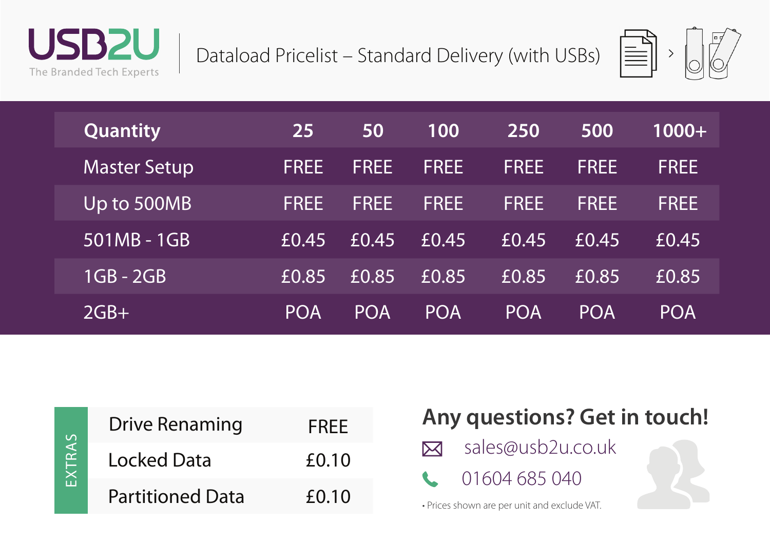# USB2U

The Branded Tech Experts

## Dataload Pricelist – Standard Delivery (with USBs)

| Quantity | 25 | 50 | 100 | 250 | 500 | 1000+ |
|---|---|---|---|---|---|---|
| Master Setup | FREE | FREE | FREE | FREE | FREE | FREE |
| Up to 500MB | FREE | FREE | FREE | FREE | FREE | FREE |
| 501MB - 1GB | £0.45 | £0.45 | £0.45 | £0.45 | £0.45 | £0.45 |
| 1GB - 2GB | £0.85 | £0.85 | £0.85 | £0.85 | £0.85 | £0.85 |
| 2GB+ | POA | POA | POA | POA | POA | POA |

| EXTRAS | |
|---|---|
| Drive Renaming | FREE |
| Locked Data | £0.10 |
| Partitioned Data | £0.10 |

## Any questions? Get in touch!

sales@usb2u.co.uk

01604 685 040

• Prices shown are per unit and exclude VAT.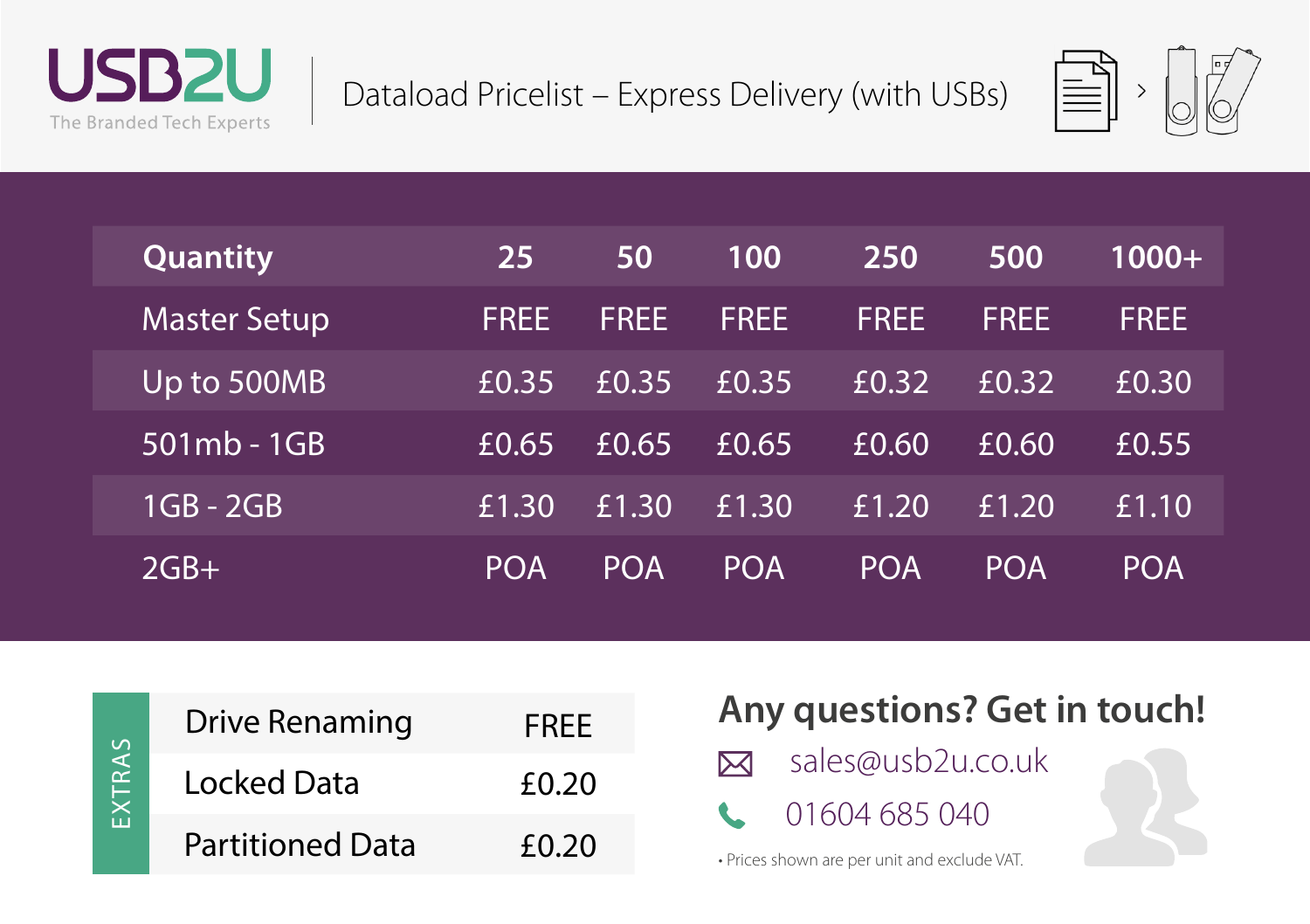**USB2U**
The Branded Tech Experts

# Dataload Pricelist – Express Delivery (with USBs)

| Quantity | 25 | 50 | 100 | 250 | 500 | 1000+ |
|---|---|---|---|---|---|---|
| Master Setup | FREE | FREE | FREE | FREE | FREE | FREE |
| Up to 500MB | £0.35 | £0.35 | £0.35 | £0.32 | £0.32 | £0.30 |
| 501mb - 1GB | £0.65 | £0.65 | £0.65 | £0.60 | £0.60 | £0.55 |
| 1GB - 2GB | £1.30 | £1.30 | £1.30 | £1.20 | £1.20 | £1.10 |
| 2GB+ | POA | POA | POA | POA | POA | POA |

**EXTRAS**

| Extra | Price |
|---|---|
| Drive Renaming | FREE |
| Locked Data | £0.20 |
| Partitioned Data | £0.20 |

## Any questions? Get in touch!

sales@usb2u.co.uk

01604 685 040

• Prices shown are per unit and exclude VAT.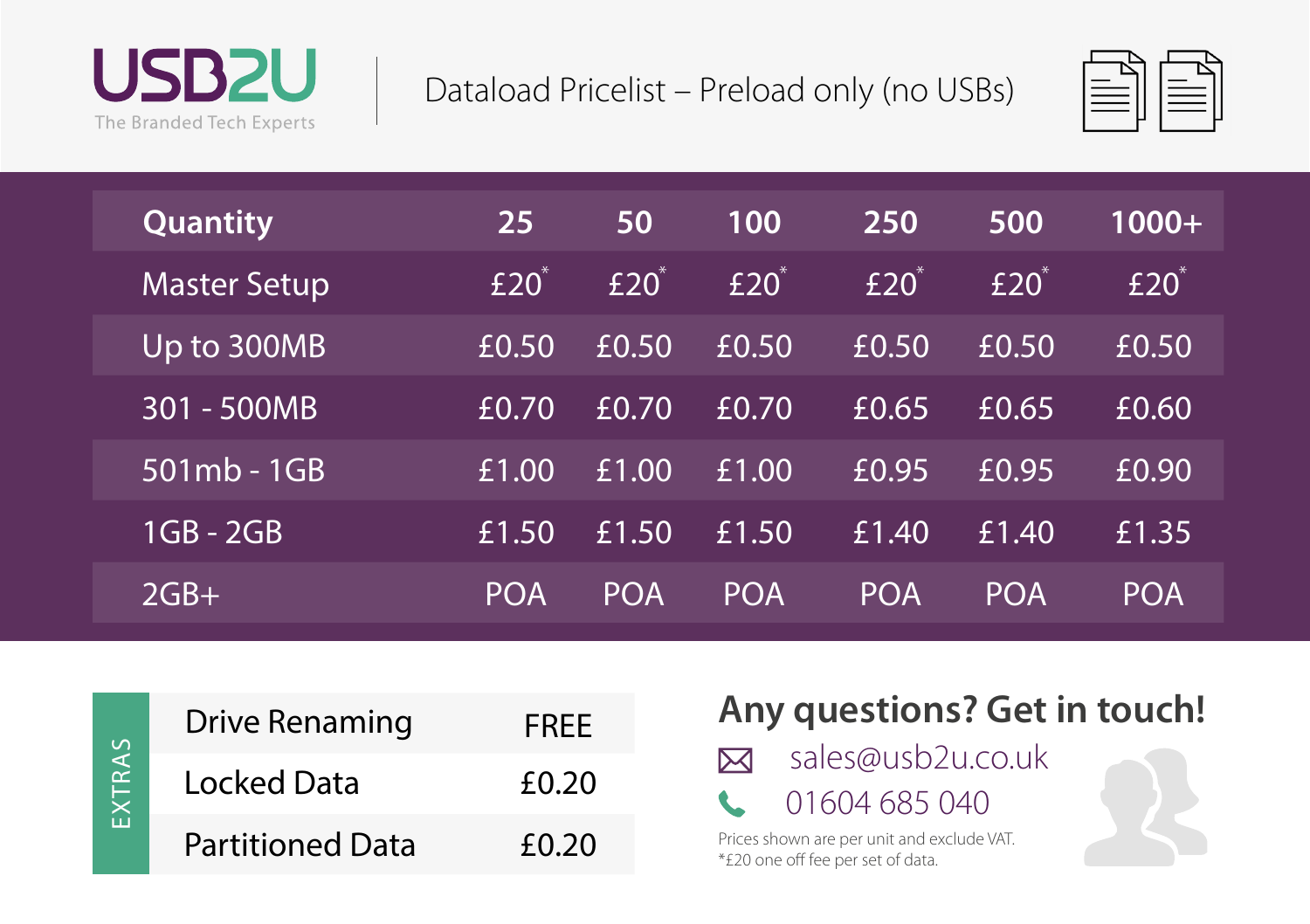# USB2U

The Branded Tech Experts

## Dataload Pricelist – Preload only (no USBs)

| Quantity | 25 | 50 | 100 | 250 | 500 | 1000+ |
|---|---|---|---|---|---|---|
| Master Setup | £20* | £20* | £20* | £20* | £20* | £20* |
| Up to 300MB | £0.50 | £0.50 | £0.50 | £0.50 | £0.50 | £0.50 |
| 301 - 500MB | £0.70 | £0.70 | £0.70 | £0.65 | £0.65 | £0.60 |
| 501mb - 1GB | £1.00 | £1.00 | £1.00 | £0.95 | £0.95 | £0.90 |
| 1GB - 2GB | £1.50 | £1.50 | £1.50 | £1.40 | £1.40 | £1.35 |
| 2GB+ | POA | POA | POA | POA | POA | POA |

| EXTRAS | |
|---|---|
| Drive Renaming | FREE |
| Locked Data | £0.20 |
| Partitioned Data | £0.20 |

## Any questions? Get in touch!

sales@usb2u.co.uk

01604 685 040

Prices shown are per unit and exclude VAT.
*£20 one off fee per set of data.